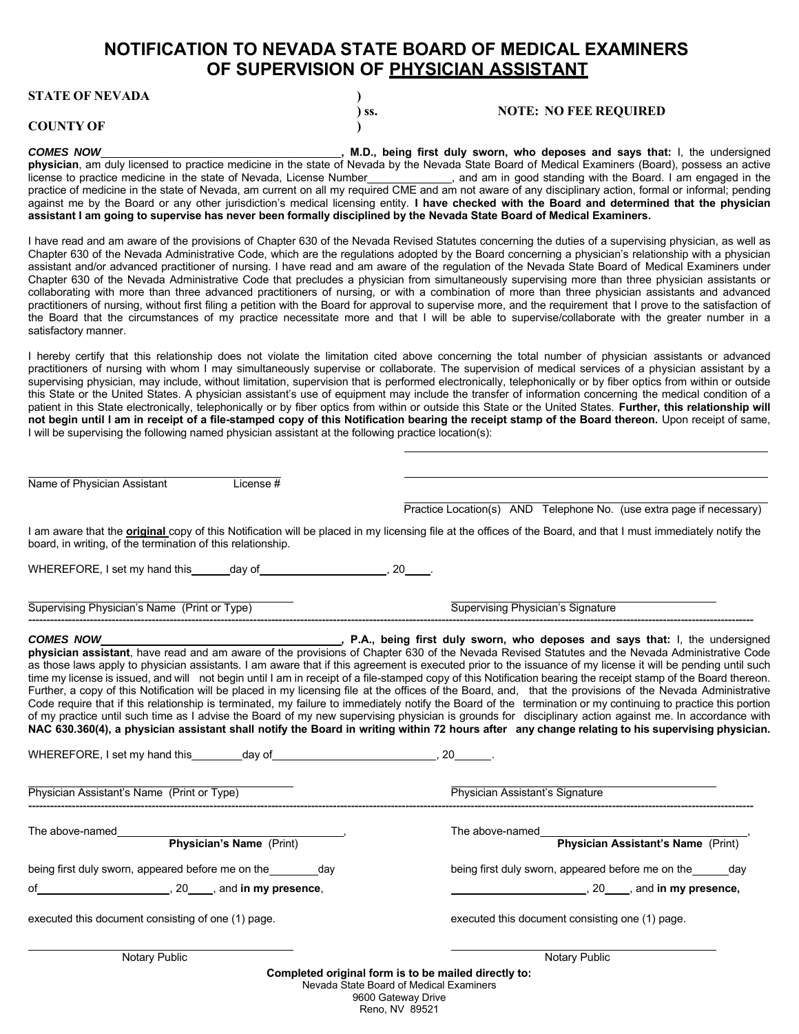# NOTIFICATION TO NEVADA STATE BOARD OF MEDICAL EXAMINERS OF SUPERVISION OF PHYSICIAN ASSISTANT

**STATE OF NEVADA** )
) ss. **NOTE: NO FEE REQUIRED**
**COUNTY OF** )

***COMES NOW*** ______________________________, **M.D., being first duly sworn, who deposes and says that:** I, the undersigned **physician**, am duly licensed to practice medicine in the state of Nevada by the Nevada State Board of Medical Examiners (Board), possess an active license to practice medicine in the state of Nevada, License Number____________, and am in good standing with the Board. I am engaged in the practice of medicine in the state of Nevada, am current on all my required CME and am not aware of any disciplinary action, formal or informal; pending against me by the Board or any other jurisdiction's medical licensing entity. **I have checked with the Board and determined that the physician assistant I am going to supervise has never been formally disciplined by the Nevada State Board of Medical Examiners.**

I have read and am aware of the provisions of Chapter 630 of the Nevada Revised Statutes concerning the duties of a supervising physician, as well as Chapter 630 of the Nevada Administrative Code, which are the regulations adopted by the Board concerning a physician's relationship with a physician assistant and/or advanced practitioner of nursing. I have read and am aware of the regulation of the Nevada State Board of Medical Examiners under Chapter 630 of the Nevada Administrative Code that precludes a physician from simultaneously supervising more than three physician assistants or collaborating with more than three advanced practitioners of nursing, or with a combination of more than three physician assistants and advanced practitioners of nursing, without first filing a petition with the Board for approval to supervise more, and the requirement that I prove to the satisfaction of the Board that the circumstances of my practice necessitate more and that I will be able to supervise/collaborate with the greater number in a satisfactory manner.

I hereby certify that this relationship does not violate the limitation cited above concerning the total number of physician assistants or advanced practitioners of nursing with whom I may simultaneously supervise or collaborate. The supervision of medical services of a physician assistant by a supervising physician, may include, without limitation, supervision that is performed electronically, telephonically or by fiber optics from within or outside this State or the United States. A physician assistant's use of equipment may include the transfer of information concerning the medical condition of a patient in this State electronically, telephonically or by fiber optics from within or outside this State or the United States. **Further, this relationship will not begin until I am in receipt of a file-stamped copy of this Notification bearing the receipt stamp of the Board thereon.** Upon receipt of same, I will be supervising the following named physician assistant at the following practice location(s):

______________________________ ______________________________

Name of Physician Assistant License #

______________________________

Practice Location(s) AND Telephone No. (use extra page if necessary)

I am aware that the **original** copy of this Notification will be placed in my licensing file at the offices of the Board, and that I must immediately notify the board, in writing, of the termination of this relationship.

WHEREFORE, I set my hand this______day of____________________, 20____.

______________________________ ______________________________

Supervising Physician's Name (Print or Type) Supervising Physician's Signature

---

***COMES NOW*** ______________________________, **P.A., being first duly sworn, who deposes and says that:** I, the undersigned **physician assistant**, have read and am aware of the provisions of Chapter 630 of the Nevada Revised Statutes and the Nevada Administrative Code as those laws apply to physician assistants. I am aware that if this agreement is executed prior to the issuance of my license it will be pending until such time my license is issued, and will not begin until I am in receipt of a file-stamped copy of this Notification bearing the receipt stamp of the Board thereon. Further, a copy of this Notification will be placed in my licensing file at the offices of the Board, and, that the provisions of the Nevada Administrative Code require that if this relationship is terminated, my failure to immediately notify the Board of the termination or my continuing to practice this portion of my practice until such time as I advise the Board of my new supervising physician is grounds for disciplinary action against me. In accordance with **NAC 630.360(4), a physician assistant shall notify the Board in writing within 72 hours after any change relating to his supervising physician.**

WHEREFORE, I set my hand this________day of__________________________, 20______.

______________________________ ______________________________

Physician Assistant's Name (Print or Type) Physician Assistant's Signature

---

The above-named______________________________,
**Physician's Name** (Print)

being first duly sworn, appeared before me on the________day

of____________________, 20____, and **in my presence**,

executed this document consisting of one (1) page.

______________________________

Notary Public

The above-named______________________________,
**Physician Assistant's Name** (Print)

being first duly sworn, appeared before me on the______day

____________________, 20____, and **in my presence,**

executed this document consisting one (1) page.

______________________________

Notary Public

**Completed original form is to be mailed directly to:**
Nevada State Board of Medical Examiners
9600 Gateway Drive
Reno, NV 89521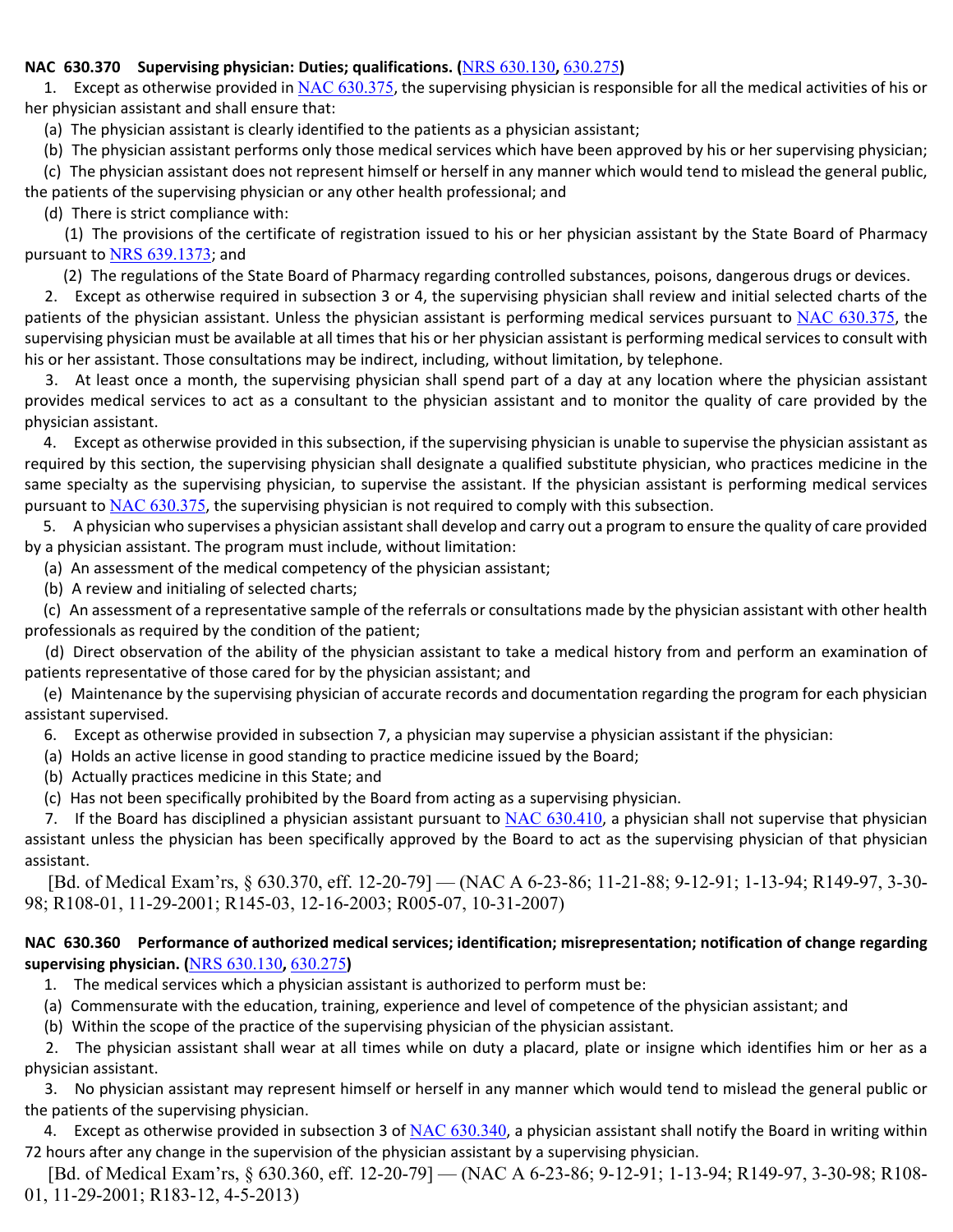**NAC 630.370 Supervising physician: Duties; qualifications. (NRS 630.130, 630.275)**

1. Except as otherwise provided in NAC 630.375, the supervising physician is responsible for all the medical activities of his or her physician assistant and shall ensure that:

(a) The physician assistant is clearly identified to the patients as a physician assistant;

(b) The physician assistant performs only those medical services which have been approved by his or her supervising physician;

(c) The physician assistant does not represent himself or herself in any manner which would tend to mislead the general public, the patients of the supervising physician or any other health professional; and

(d) There is strict compliance with:

(1) The provisions of the certificate of registration issued to his or her physician assistant by the State Board of Pharmacy pursuant to NRS 639.1373; and

(2) The regulations of the State Board of Pharmacy regarding controlled substances, poisons, dangerous drugs or devices.

2. Except as otherwise required in subsection 3 or 4, the supervising physician shall review and initial selected charts of the patients of the physician assistant. Unless the physician assistant is performing medical services pursuant to NAC 630.375, the supervising physician must be available at all times that his or her physician assistant is performing medical services to consult with his or her assistant. Those consultations may be indirect, including, without limitation, by telephone.

3. At least once a month, the supervising physician shall spend part of a day at any location where the physician assistant provides medical services to act as a consultant to the physician assistant and to monitor the quality of care provided by the physician assistant.

4. Except as otherwise provided in this subsection, if the supervising physician is unable to supervise the physician assistant as required by this section, the supervising physician shall designate a qualified substitute physician, who practices medicine in the same specialty as the supervising physician, to supervise the assistant. If the physician assistant is performing medical services pursuant to NAC 630.375, the supervising physician is not required to comply with this subsection.

5. A physician who supervises a physician assistant shall develop and carry out a program to ensure the quality of care provided by a physician assistant. The program must include, without limitation:

(a) An assessment of the medical competency of the physician assistant;

(b) A review and initialing of selected charts;

(c) An assessment of a representative sample of the referrals or consultations made by the physician assistant with other health professionals as required by the condition of the patient;

(d) Direct observation of the ability of the physician assistant to take a medical history from and perform an examination of patients representative of those cared for by the physician assistant; and

(e) Maintenance by the supervising physician of accurate records and documentation regarding the program for each physician assistant supervised.

6. Except as otherwise provided in subsection 7, a physician may supervise a physician assistant if the physician:

(a) Holds an active license in good standing to practice medicine issued by the Board;

(b) Actually practices medicine in this State; and

(c) Has not been specifically prohibited by the Board from acting as a supervising physician.

7. If the Board has disciplined a physician assistant pursuant to NAC 630.410, a physician shall not supervise that physician assistant unless the physician has been specifically approved by the Board to act as the supervising physician of that physician assistant.

[Bd. of Medical Exam'rs, § 630.370, eff. 12-20-79] — (NAC A 6-23-86; 11-21-88; 9-12-91; 1-13-94; R149-97, 3-30-98; R108-01, 11-29-2001; R145-03, 12-16-2003; R005-07, 10-31-2007)

**NAC 630.360 Performance of authorized medical services; identification; misrepresentation; notification of change regarding supervising physician. (NRS 630.130, 630.275)**

1. The medical services which a physician assistant is authorized to perform must be:

(a) Commensurate with the education, training, experience and level of competence of the physician assistant; and

(b) Within the scope of the practice of the supervising physician of the physician assistant.

2. The physician assistant shall wear at all times while on duty a placard, plate or insigne which identifies him or her as a physician assistant.

3. No physician assistant may represent himself or herself in any manner which would tend to mislead the general public or the patients of the supervising physician.

4. Except as otherwise provided in subsection 3 of NAC 630.340, a physician assistant shall notify the Board in writing within 72 hours after any change in the supervision of the physician assistant by a supervising physician.

[Bd. of Medical Exam'rs, § 630.360, eff. 12-20-79] — (NAC A 6-23-86; 9-12-91; 1-13-94; R149-97, 3-30-98; R108-01, 11-29-2001; R183-12, 4-5-2013)